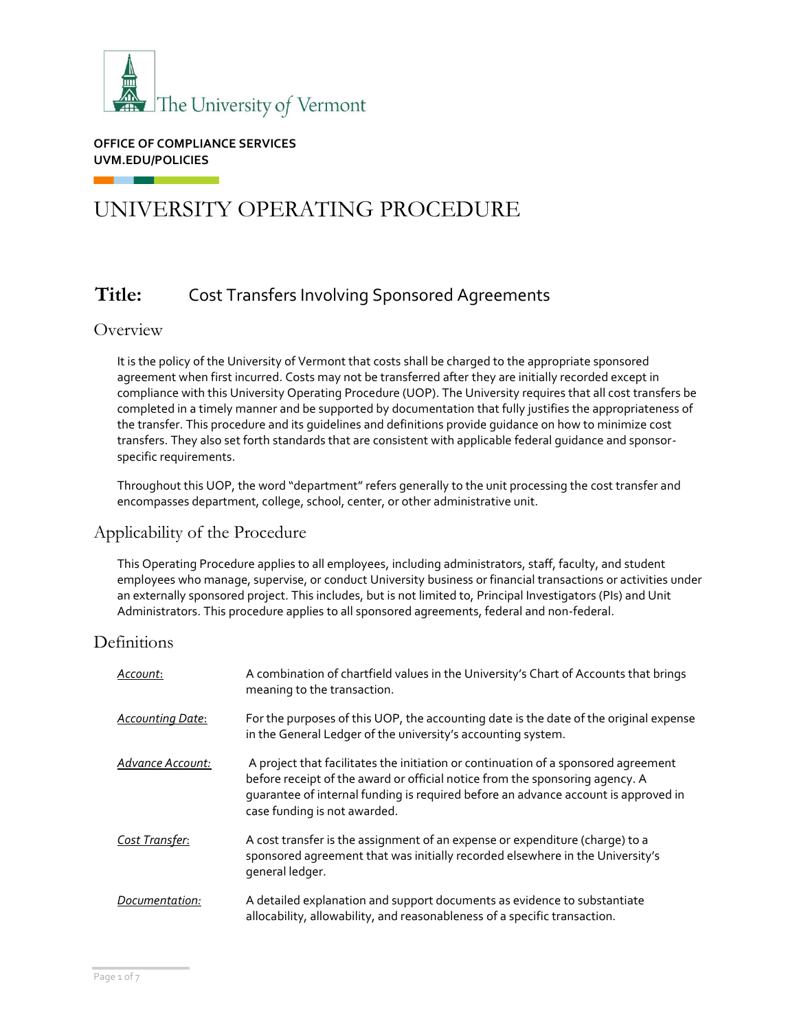The University of Vermont

**OFFICE OF COMPLIANCE SERVICES**
**UVM.EDU/POLICIES**

# UNIVERSITY OPERATING PROCEDURE

## **Title:** Cost Transfers Involving Sponsored Agreements

## Overview

It is the policy of the University of Vermont that costs shall be charged to the appropriate sponsored agreement when first incurred. Costs may not be transferred after they are initially recorded except in compliance with this University Operating Procedure (UOP). The University requires that all cost transfers be completed in a timely manner and be supported by documentation that fully justifies the appropriateness of the transfer. This procedure and its guidelines and definitions provide guidance on how to minimize cost transfers. They also set forth standards that are consistent with applicable federal guidance and sponsor-specific requirements.

Throughout this UOP, the word "department" refers generally to the unit processing the cost transfer and encompasses department, college, school, center, or other administrative unit.

## Applicability of the Procedure

This Operating Procedure applies to all employees, including administrators, staff, faculty, and student employees who manage, supervise, or conduct University business or financial transactions or activities under an externally sponsored project. This includes, but is not limited to, Principal Investigators (PIs) and Unit Administrators. This procedure applies to all sponsored agreements, federal and non-federal.

## Definitions

| | |
|---|---|
| *Account*: | A combination of chartfield values in the University's Chart of Accounts that brings meaning to the transaction. |
| *Accounting Date*: | For the purposes of this UOP, the accounting date is the date of the original expense in the General Ledger of the university's accounting system. |
| *Advance Account:* | A project that facilitates the initiation or continuation of a sponsored agreement before receipt of the award or official notice from the sponsoring agency. A guarantee of internal funding is required before an advance account is approved in case funding is not awarded. |
| *Cost Transfer*: | A cost transfer is the assignment of an expense or expenditure (charge) to a sponsored agreement that was initially recorded elsewhere in the University's general ledger. |
| *Documentation:* | A detailed explanation and support documents as evidence to substantiate allocability, allowability, and reasonableness of a specific transaction. |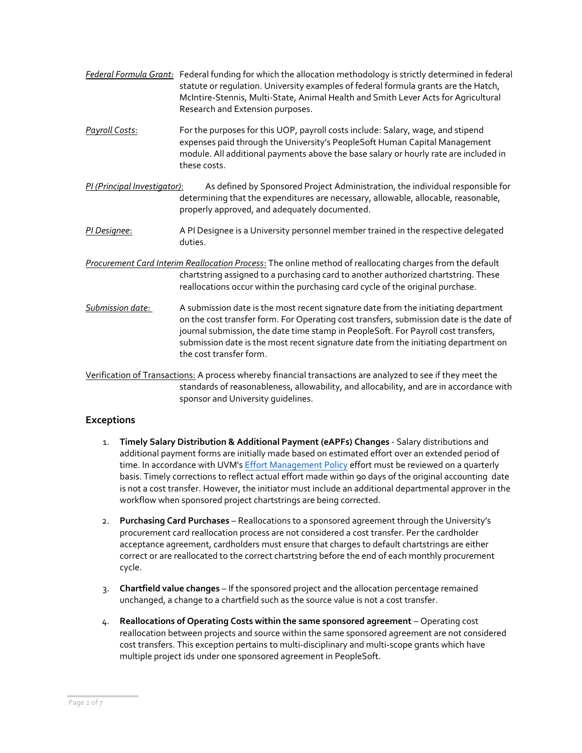*Federal Formula Grant:* Federal funding for which the allocation methodology is strictly determined in federal statute or regulation. University examples of federal formula grants are the Hatch, McIntire-Stennis, Multi-State, Animal Health and Smith Lever Acts for Agricultural Research and Extension purposes.

*Payroll Costs*: For the purposes for this UOP, payroll costs include: Salary, wage, and stipend expenses paid through the University's PeopleSoft Human Capital Management module. All additional payments above the base salary or hourly rate are included in these costs.

*PI (Principal Investigator)*: As defined by Sponsored Project Administration, the individual responsible for determining that the expenditures are necessary, allowable, allocable, reasonable, properly approved, and adequately documented.

*PI Designee*: A PI Designee is a University personnel member trained in the respective delegated duties.

*Procurement Card Interim Reallocation Process*: The online method of reallocating charges from the default chartstring assigned to a purchasing card to another authorized chartstring. These reallocations occur within the purchasing card cycle of the original purchase.

*Submission date*: A submission date is the most recent signature date from the initiating department on the cost transfer form. For Operating cost transfers, submission date is the date of journal submission, the date time stamp in PeopleSoft. For Payroll cost transfers, submission date is the most recent signature date from the initiating department on the cost transfer form.

Verification of Transactions: A process whereby financial transactions are analyzed to see if they meet the standards of reasonableness, allowability, and allocability, and are in accordance with sponsor and University guidelines.

### Exceptions

1. **Timely Salary Distribution & Additional Payment (eAPFs) Changes** - Salary distributions and additional payment forms are initially made based on estimated effort over an extended period of time. In accordance with UVM's [Effort Management Policy]() effort must be reviewed on a quarterly basis. Timely corrections to reflect actual effort made within 90 days of the original accounting date is not a cost transfer. However, the initiator must include an additional departmental approver in the workflow when sponsored project chartstrings are being corrected.

2. **Purchasing Card Purchases** – Reallocations to a sponsored agreement through the University's procurement card reallocation process are not considered a cost transfer. Per the cardholder acceptance agreement, cardholders must ensure that charges to default chartstrings are either correct or are reallocated to the correct chartstring before the end of each monthly procurement cycle.

3. **Chartfield value changes** – If the sponsored project and the allocation percentage remained unchanged, a change to a chartfield such as the source value is not a cost transfer.

4. **Reallocations of Operating Costs within the same sponsored agreement** – Operating cost reallocation between projects and source within the same sponsored agreement are not considered cost transfers. This exception pertains to multi-disciplinary and multi-scope grants which have multiple project ids under one sponsored agreement in PeopleSoft.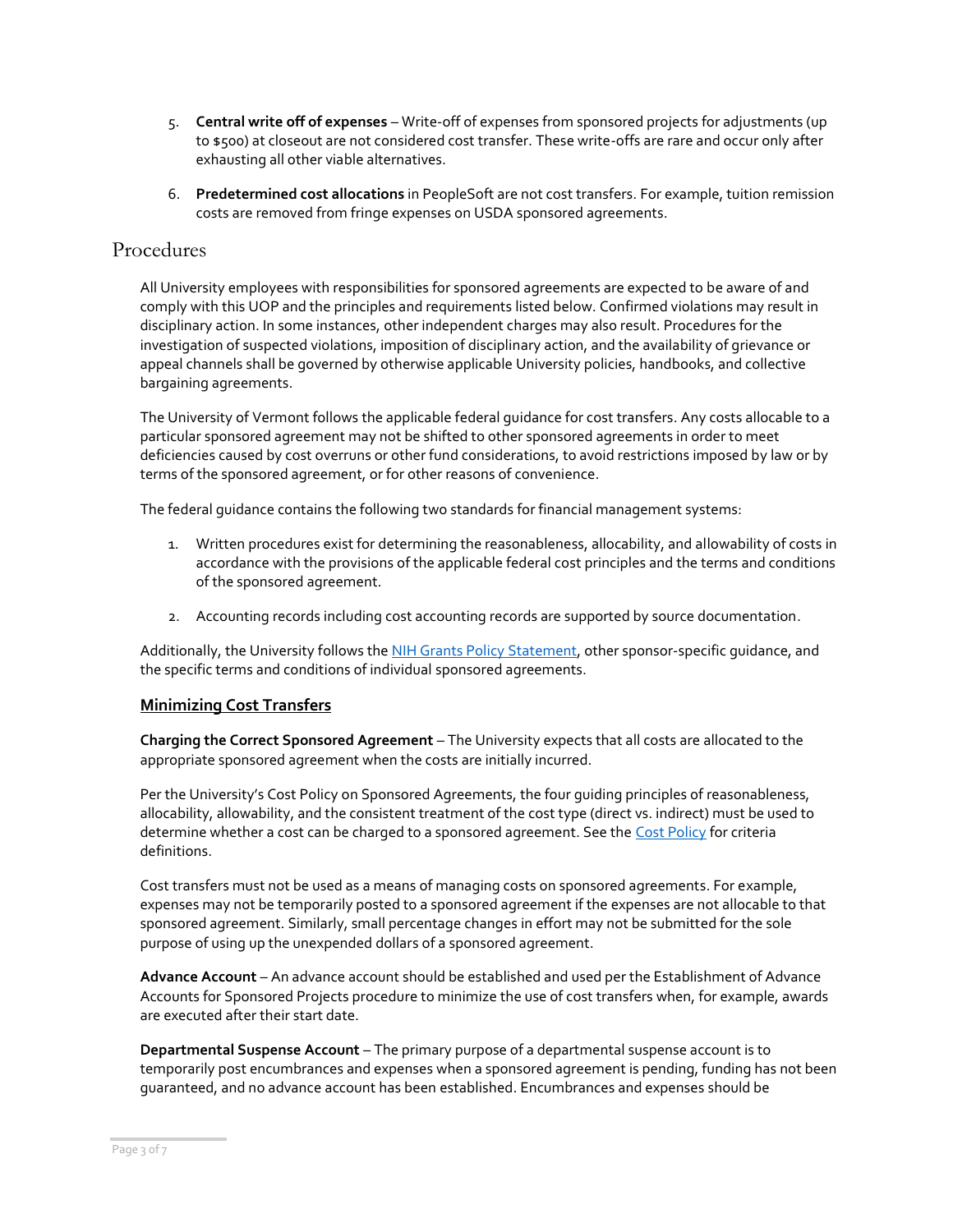5. **Central write off of expenses** – Write-off of expenses from sponsored projects for adjustments (up to $500) at closeout are not considered cost transfer. These write-offs are rare and occur only after exhausting all other viable alternatives.

6. **Predetermined cost allocations** in PeopleSoft are not cost transfers. For example, tuition remission costs are removed from fringe expenses on USDA sponsored agreements.

## Procedures

All University employees with responsibilities for sponsored agreements are expected to be aware of and comply with this UOP and the principles and requirements listed below. Confirmed violations may result in disciplinary action. In some instances, other independent charges may also result. Procedures for the investigation of suspected violations, imposition of disciplinary action, and the availability of grievance or appeal channels shall be governed by otherwise applicable University policies, handbooks, and collective bargaining agreements.

The University of Vermont follows the applicable federal guidance for cost transfers. Any costs allocable to a particular sponsored agreement may not be shifted to other sponsored agreements in order to meet deficiencies caused by cost overruns or other fund considerations, to avoid restrictions imposed by law or by terms of the sponsored agreement, or for other reasons of convenience.

The federal guidance contains the following two standards for financial management systems:

1. Written procedures exist for determining the reasonableness, allocability, and allowability of costs in accordance with the provisions of the applicable federal cost principles and the terms and conditions of the sponsored agreement.

2. Accounting records including cost accounting records are supported by source documentation.

Additionally, the University follows the [NIH Grants Policy Statement](), other sponsor-specific guidance, and the specific terms and conditions of individual sponsored agreements.

### Minimizing Cost Transfers

**Charging the Correct Sponsored Agreement** – The University expects that all costs are allocated to the appropriate sponsored agreement when the costs are initially incurred.

Per the University's Cost Policy on Sponsored Agreements, the four guiding principles of reasonableness, allocability, allowability, and the consistent treatment of the cost type (direct vs. indirect) must be used to determine whether a cost can be charged to a sponsored agreement. See the [Cost Policy]() for criteria definitions.

Cost transfers must not be used as a means of managing costs on sponsored agreements. For example, expenses may not be temporarily posted to a sponsored agreement if the expenses are not allocable to that sponsored agreement. Similarly, small percentage changes in effort may not be submitted for the sole purpose of using up the unexpended dollars of a sponsored agreement.

**Advance Account** – An advance account should be established and used per the Establishment of Advance Accounts for Sponsored Projects procedure to minimize the use of cost transfers when, for example, awards are executed after their start date.

**Departmental Suspense Account** – The primary purpose of a departmental suspense account is to temporarily post encumbrances and expenses when a sponsored agreement is pending, funding has not been guaranteed, and no advance account has been established. Encumbrances and expenses should be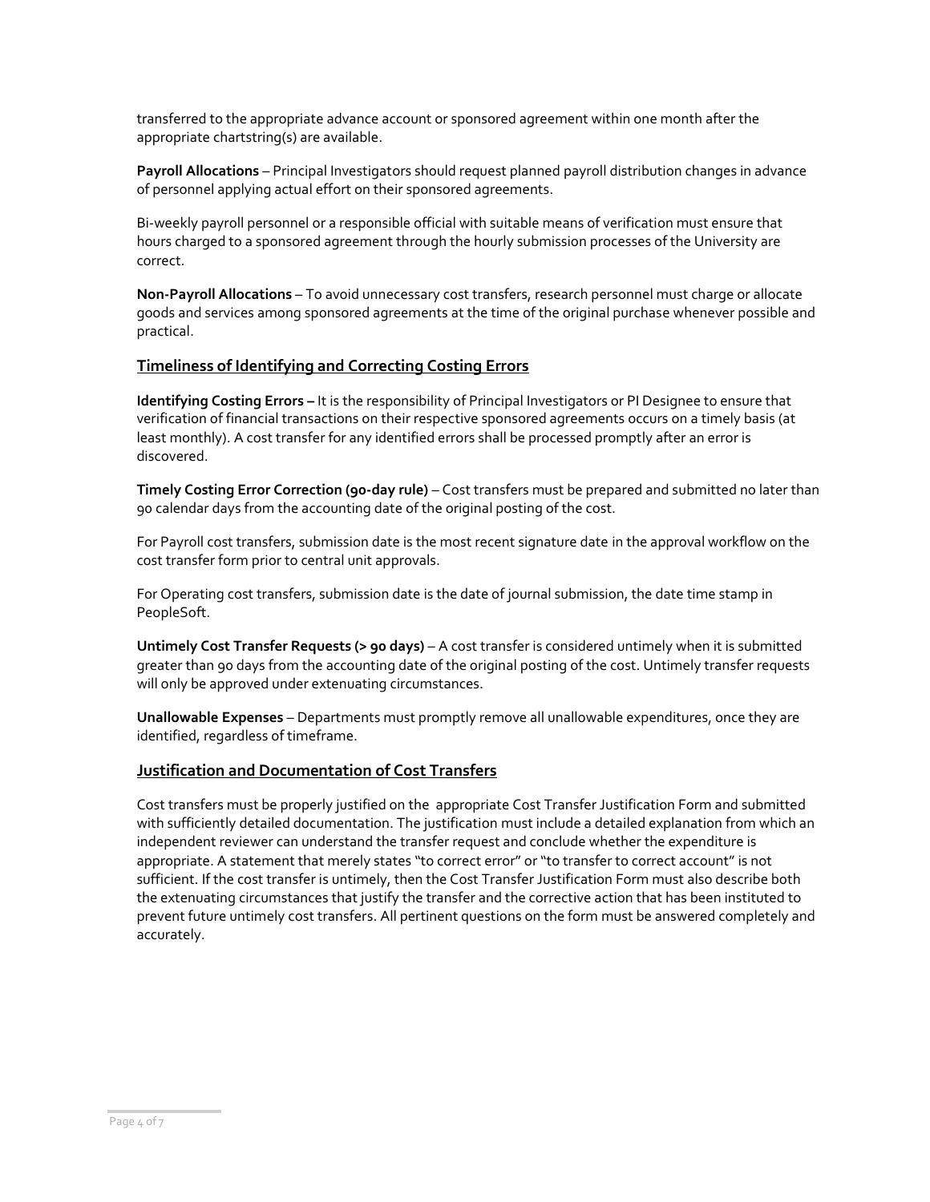transferred to the appropriate advance account or sponsored agreement within one month after the appropriate chartstring(s) are available.

**Payroll Allocations** – Principal Investigators should request planned payroll distribution changes in advance of personnel applying actual effort on their sponsored agreements.

Bi-weekly payroll personnel or a responsible official with suitable means of verification must ensure that hours charged to a sponsored agreement through the hourly submission processes of the University are correct.

**Non-Payroll Allocations** – To avoid unnecessary cost transfers, research personnel must charge or allocate goods and services among sponsored agreements at the time of the original purchase whenever possible and practical.

## Timeliness of Identifying and Correcting Costing Errors

**Identifying Costing Errors –** It is the responsibility of Principal Investigators or PI Designee to ensure that verification of financial transactions on their respective sponsored agreements occurs on a timely basis (at least monthly). A cost transfer for any identified errors shall be processed promptly after an error is discovered.

**Timely Costing Error Correction (90-day rule)** – Cost transfers must be prepared and submitted no later than 90 calendar days from the accounting date of the original posting of the cost.

For Payroll cost transfers, submission date is the most recent signature date in the approval workflow on the cost transfer form prior to central unit approvals.

For Operating cost transfers, submission date is the date of journal submission, the date time stamp in PeopleSoft.

**Untimely Cost Transfer Requests (> 90 days)** – A cost transfer is considered untimely when it is submitted greater than 90 days from the accounting date of the original posting of the cost. Untimely transfer requests will only be approved under extenuating circumstances.

**Unallowable Expenses** – Departments must promptly remove all unallowable expenditures, once they are identified, regardless of timeframe.

## Justification and Documentation of Cost Transfers

Cost transfers must be properly justified on the appropriate Cost Transfer Justification Form and submitted with sufficiently detailed documentation. The justification must include a detailed explanation from which an independent reviewer can understand the transfer request and conclude whether the expenditure is appropriate. A statement that merely states "to correct error" or "to transfer to correct account" is not sufficient. If the cost transfer is untimely, then the Cost Transfer Justification Form must also describe both the extenuating circumstances that justify the transfer and the corrective action that has been instituted to prevent future untimely cost transfers. All pertinent questions on the form must be answered completely and accurately.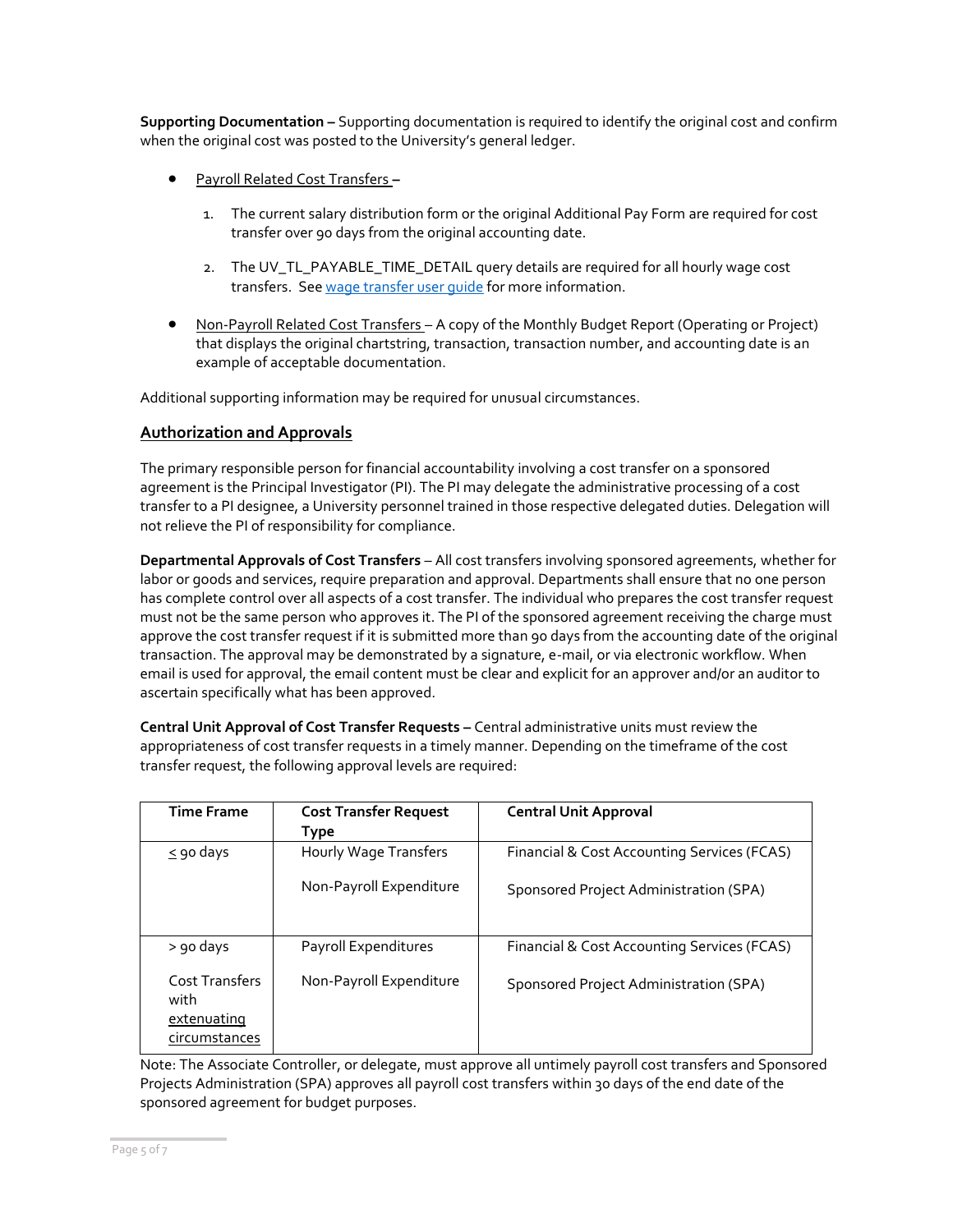**Supporting Documentation –** Supporting documentation is required to identify the original cost and confirm when the original cost was posted to the University's general ledger.

- Payroll Related Cost Transfers –
  1. The current salary distribution form or the original Additional Pay Form are required for cost transfer over 90 days from the original accounting date.
  2. The UV_TL_PAYABLE_TIME_DETAIL query details are required for all hourly wage cost transfers. See wage transfer user guide for more information.
- Non-Payroll Related Cost Transfers – A copy of the Monthly Budget Report (Operating or Project) that displays the original chartstring, transaction, transaction number, and accounting date is an example of acceptable documentation.

Additional supporting information may be required for unusual circumstances.

## Authorization and Approvals

The primary responsible person for financial accountability involving a cost transfer on a sponsored agreement is the Principal Investigator (PI). The PI may delegate the administrative processing of a cost transfer to a PI designee, a University personnel trained in those respective delegated duties. Delegation will not relieve the PI of responsibility for compliance.

**Departmental Approvals of Cost Transfers** – All cost transfers involving sponsored agreements, whether for labor or goods and services, require preparation and approval. Departments shall ensure that no one person has complete control over all aspects of a cost transfer. The individual who prepares the cost transfer request must not be the same person who approves it. The PI of the sponsored agreement receiving the charge must approve the cost transfer request if it is submitted more than 90 days from the accounting date of the original transaction. The approval may be demonstrated by a signature, e-mail, or via electronic workflow. When email is used for approval, the email content must be clear and explicit for an approver and/or an auditor to ascertain specifically what has been approved.

**Central Unit Approval of Cost Transfer Requests –** Central administrative units must review the appropriateness of cost transfer requests in a timely manner. Depending on the timeframe of the cost transfer request, the following approval levels are required:

| Time Frame | Cost Transfer Request Type | Central Unit Approval |
|---|---|---|
| ≤ 90 days | Hourly Wage Transfers<br><br>Non-Payroll Expenditure | Financial & Cost Accounting Services (FCAS)<br><br>Sponsored Project Administration (SPA) |
| > 90 days<br><br>Cost Transfers with extenuating circumstances | Payroll Expenditures<br><br>Non-Payroll Expenditure | Financial & Cost Accounting Services (FCAS)<br><br>Sponsored Project Administration (SPA) |

Note: The Associate Controller, or delegate, must approve all untimely payroll cost transfers and Sponsored Projects Administration (SPA) approves all payroll cost transfers within 30 days of the end date of the sponsored agreement for budget purposes.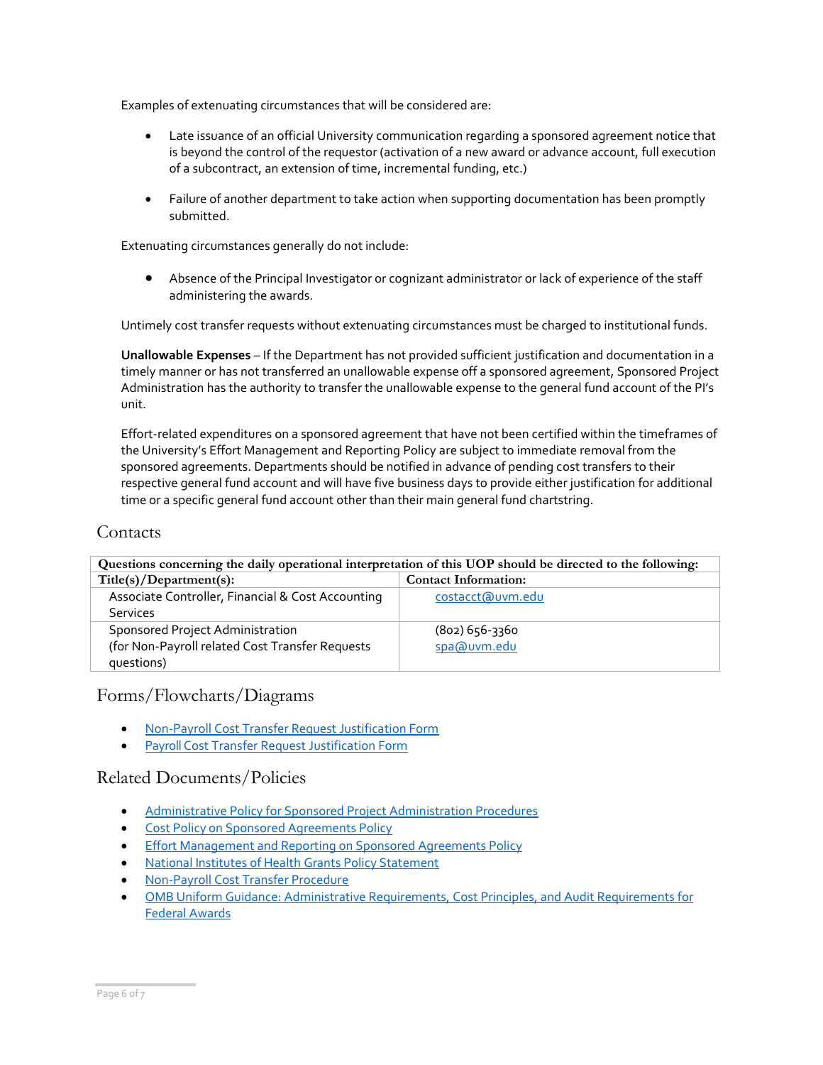Examples of extenuating circumstances that will be considered are:

- Late issuance of an official University communication regarding a sponsored agreement notice that is beyond the control of the requestor (activation of a new award or advance account, full execution of a subcontract, an extension of time, incremental funding, etc.)
- Failure of another department to take action when supporting documentation has been promptly submitted.

Extenuating circumstances generally do not include:

- Absence of the Principal Investigator or cognizant administrator or lack of experience of the staff administering the awards.

Untimely cost transfer requests without extenuating circumstances must be charged to institutional funds.

**Unallowable Expenses** – If the Department has not provided sufficient justification and documentation in a timely manner or has not transferred an unallowable expense off a sponsored agreement, Sponsored Project Administration has the authority to transfer the unallowable expense to the general fund account of the PI's unit.

Effort-related expenditures on a sponsored agreement that have not been certified within the timeframes of the University's Effort Management and Reporting Policy are subject to immediate removal from the sponsored agreements. Departments should be notified in advance of pending cost transfers to their respective general fund account and will have five business days to provide either justification for additional time or a specific general fund account other than their main general fund chartstring.

## Contacts

| Questions concerning the daily operational interpretation of this UOP should be directed to the following: | |
|---|---|
| **Title(s)/Department(s):** | **Contact Information:** |
| Associate Controller, Financial & Cost Accounting Services | costacct@uvm.edu |
| Sponsored Project Administration (for Non-Payroll related Cost Transfer Requests questions) | (802) 656-3360 spa@uvm.edu |

## Forms/Flowcharts/Diagrams

- Non-Payroll Cost Transfer Request Justification Form
- Payroll Cost Transfer Request Justification Form

## Related Documents/Policies

- Administrative Policy for Sponsored Project Administration Procedures
- Cost Policy on Sponsored Agreements Policy
- Effort Management and Reporting on Sponsored Agreements Policy
- National Institutes of Health Grants Policy Statement
- Non-Payroll Cost Transfer Procedure
- OMB Uniform Guidance: Administrative Requirements, Cost Principles, and Audit Requirements for Federal Awards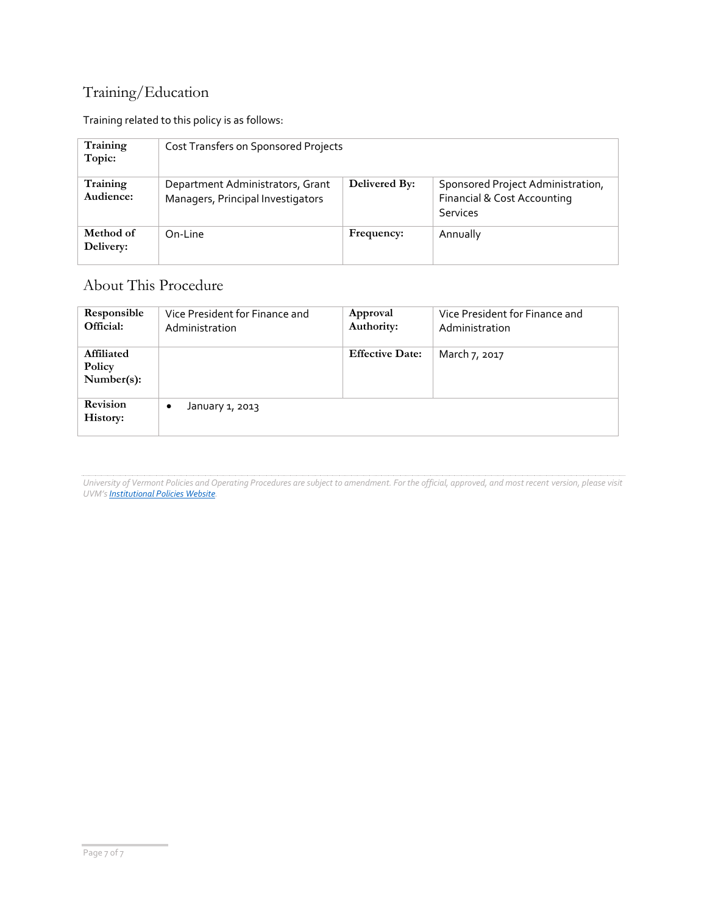## Training/Education

Training related to this policy is as follows:

| | | | |
|---|---|---|---|
| **Training Topic:** | Cost Transfers on Sponsored Projects | | |
| **Training Audience:** | Department Administrators, Grant Managers, Principal Investigators | **Delivered By:** | Sponsored Project Administration, Financial & Cost Accounting Services |
| **Method of Delivery:** | On-Line | **Frequency:** | Annually |

## About This Procedure

| | | | |
|---|---|---|---|
| **Responsible Official:** | Vice President for Finance and Administration | **Approval Authority:** | Vice President for Finance and Administration |
| **Affiliated Policy Number(s):** | | **Effective Date:** | March 7, 2017 |
| **Revision History:** | • January 1, 2013 | | |

*University of Vermont Policies and Operating Procedures are subject to amendment. For the official, approved, and most recent version, please visit UVM's [Institutional Policies Website](#).*